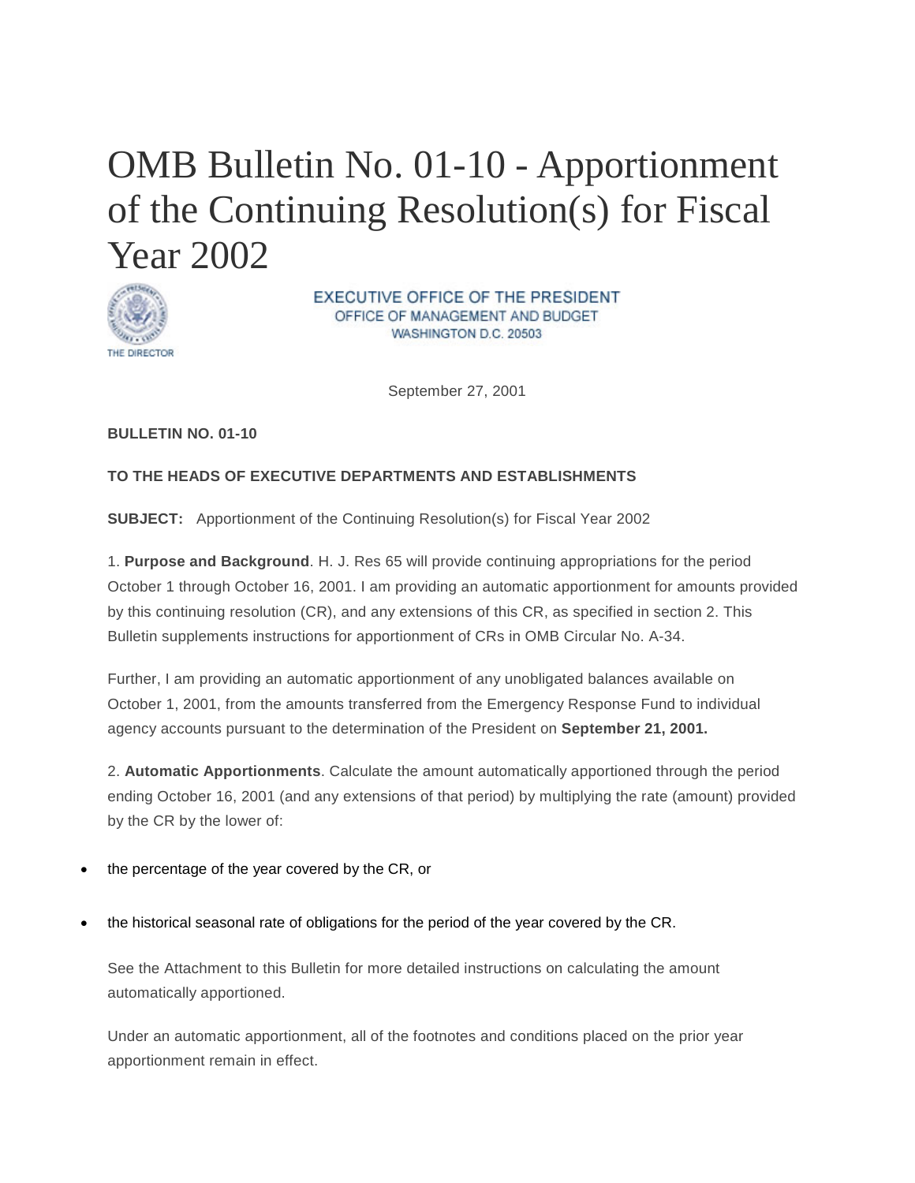# OMB Bulletin No. 01-10 - Apportionment of the Continuing Resolution(s) for Fiscal Year 2002

THE DIRECTOR

EXECUTIVE OFFICE OF THE PRESIDENT
OFFICE OF MANAGEMENT AND BUDGET
WASHINGTON D.C. 20503

September 27, 2001

**BULLETIN NO. 01-10**

**TO THE HEADS OF EXECUTIVE DEPARTMENTS AND ESTABLISHMENTS**

**SUBJECT:** Apportionment of the Continuing Resolution(s) for Fiscal Year 2002

1. **Purpose and Background**. H. J. Res 65 will provide continuing appropriations for the period October 1 through October 16, 2001. I am providing an automatic apportionment for amounts provided by this continuing resolution (CR), and any extensions of this CR, as specified in section 2. This Bulletin supplements instructions for apportionment of CRs in OMB Circular No. A-34.

Further, I am providing an automatic apportionment of any unobligated balances available on October 1, 2001, from the amounts transferred from the Emergency Response Fund to individual agency accounts pursuant to the determination of the President on **September 21, 2001.**

2. **Automatic Apportionments**. Calculate the amount automatically apportioned through the period ending October 16, 2001 (and any extensions of that period) by multiplying the rate (amount) provided by the CR by the lower of:

- the percentage of the year covered by the CR, or
- the historical seasonal rate of obligations for the period of the year covered by the CR.

See the Attachment to this Bulletin for more detailed instructions on calculating the amount automatically apportioned.

Under an automatic apportionment, all of the footnotes and conditions placed on the prior year apportionment remain in effect.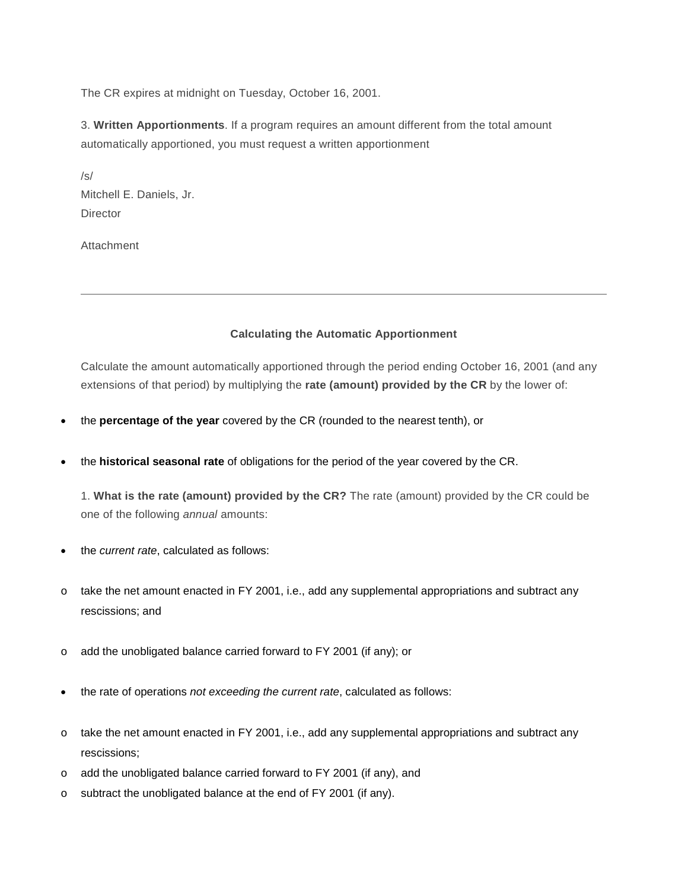The CR expires at midnight on Tuesday, October 16, 2001.

3. **Written Apportionments**. If a program requires an amount different from the total amount automatically apportioned, you must request a written apportionment

/s/
Mitchell E. Daniels, Jr.
Director

Attachment

---

**Calculating the Automatic Apportionment**

Calculate the amount automatically apportioned through the period ending October 16, 2001 (and any extensions of that period) by multiplying the **rate (amount) provided by the CR** by the lower of:

- the **percentage of the year** covered by the CR (rounded to the nearest tenth), or
- the **historical seasonal rate** of obligations for the period of the year covered by the CR.

1. **What is the rate (amount) provided by the CR?** The rate (amount) provided by the CR could be one of the following *annual* amounts:

- the *current rate*, calculated as follows:
  - take the net amount enacted in FY 2001, i.e., add any supplemental appropriations and subtract any rescissions; and
  - add the unobligated balance carried forward to FY 2001 (if any); or
- the rate of operations *not exceeding the current rate*, calculated as follows:
  - take the net amount enacted in FY 2001, i.e., add any supplemental appropriations and subtract any rescissions;
  - add the unobligated balance carried forward to FY 2001 (if any), and
  - subtract the unobligated balance at the end of FY 2001 (if any).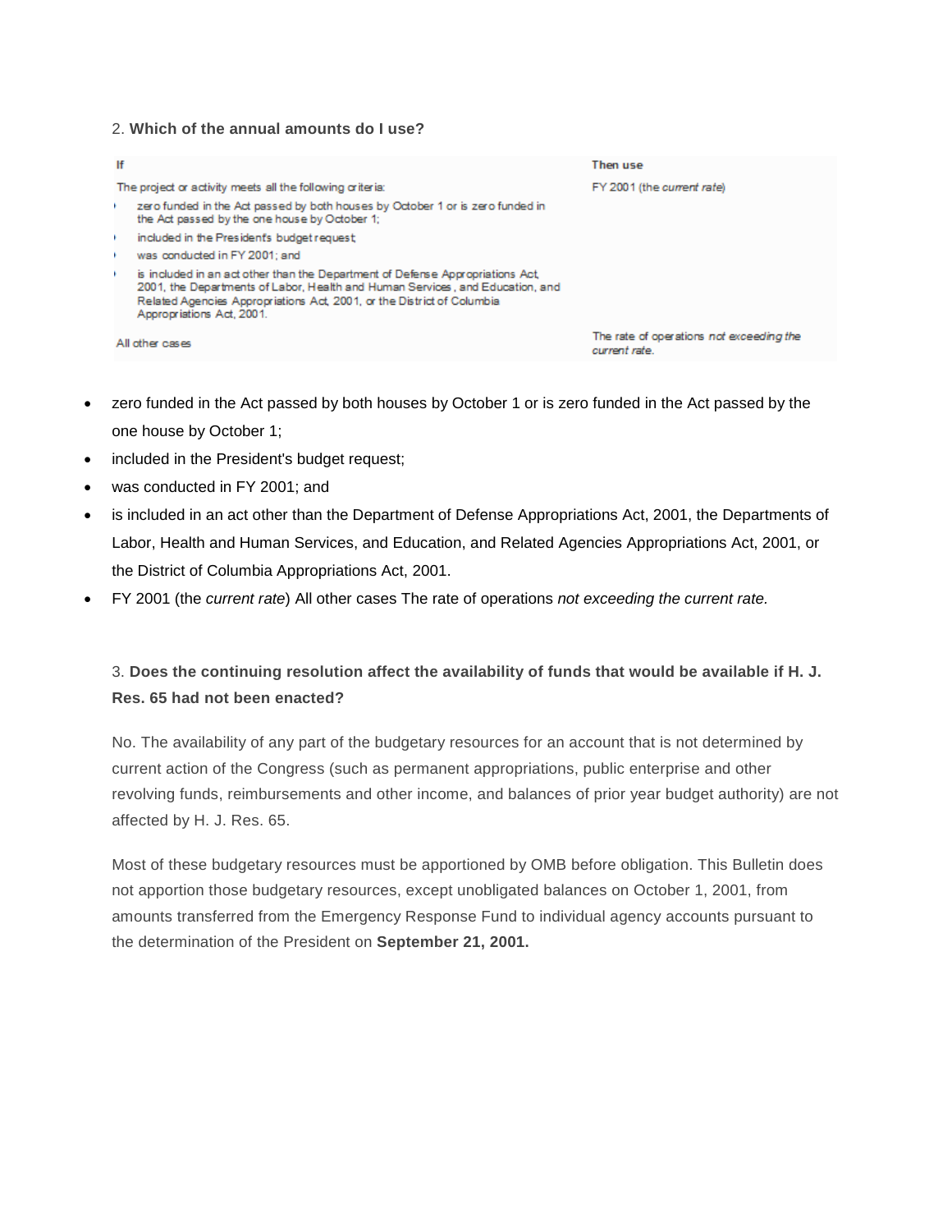2. **Which of the annual amounts do I use?**

| If | Then use |
|---|---|
| The project or activity meets all the following criteria:<br>• zero funded in the Act passed by both houses by October 1 or is zero funded in the Act passed by the one house by October 1;<br>• included in the President's budget request;<br>• was conducted in FY 2001; and<br>• is included in an act other than the Department of Defense Appropriations Act, 2001, the Departments of Labor, Health and Human Services, and Education, and Related Agencies Appropriations Act, 2001, or the District of Columbia Appropriations Act, 2001. | FY 2001 (the *current rate*) |
| All other cases | The rate of operations *not exceeding the current rate.* |

- zero funded in the Act passed by both houses by October 1 or is zero funded in the Act passed by the one house by October 1;
- included in the President's budget request;
- was conducted in FY 2001; and
- is included in an act other than the Department of Defense Appropriations Act, 2001, the Departments of Labor, Health and Human Services, and Education, and Related Agencies Appropriations Act, 2001, or the District of Columbia Appropriations Act, 2001.
- FY 2001 (the *current rate*) All other cases The rate of operations *not exceeding the current rate.*

3. **Does the continuing resolution affect the availability of funds that would be available if H. J. Res. 65 had not been enacted?**

No. The availability of any part of the budgetary resources for an account that is not determined by current action of the Congress (such as permanent appropriations, public enterprise and other revolving funds, reimbursements and other income, and balances of prior year budget authority) are not affected by H. J. Res. 65.

Most of these budgetary resources must be apportioned by OMB before obligation. This Bulletin does not apportion those budgetary resources, except unobligated balances on October 1, 2001, from amounts transferred from the Emergency Response Fund to individual agency accounts pursuant to the determination of the President on **September 21, 2001.**